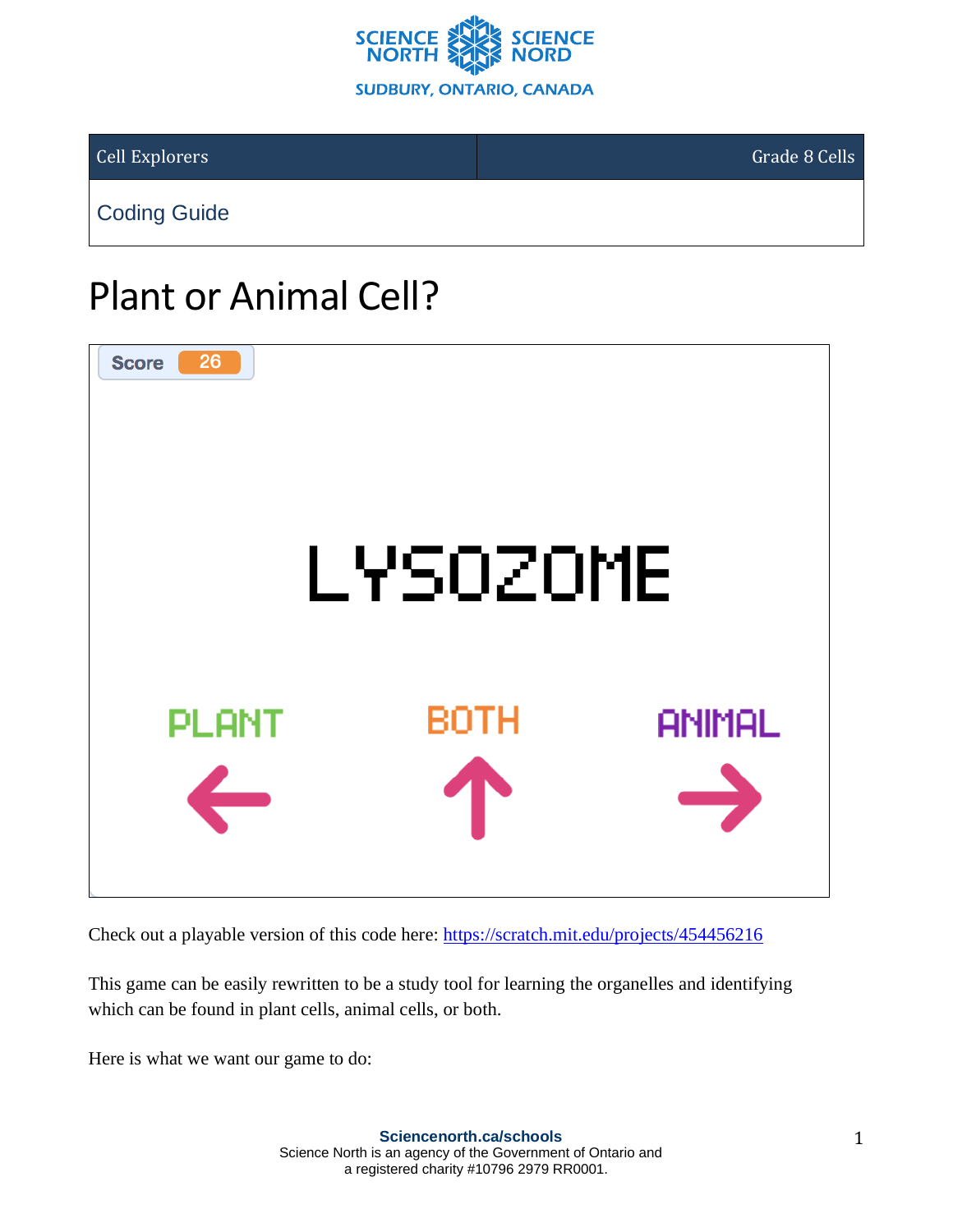| Cell Explorers | Grade 8 Cells |
|---|---|
| Coding Guide | |

# Plant or Animal Cell?

Check out a playable version of this code here: https://scratch.mit.edu/projects/454456216

This game can be easily rewritten to be a study tool for learning the organelles and identifying which can be found in plant cells, animal cells, or both.

Here is what we want our game to do: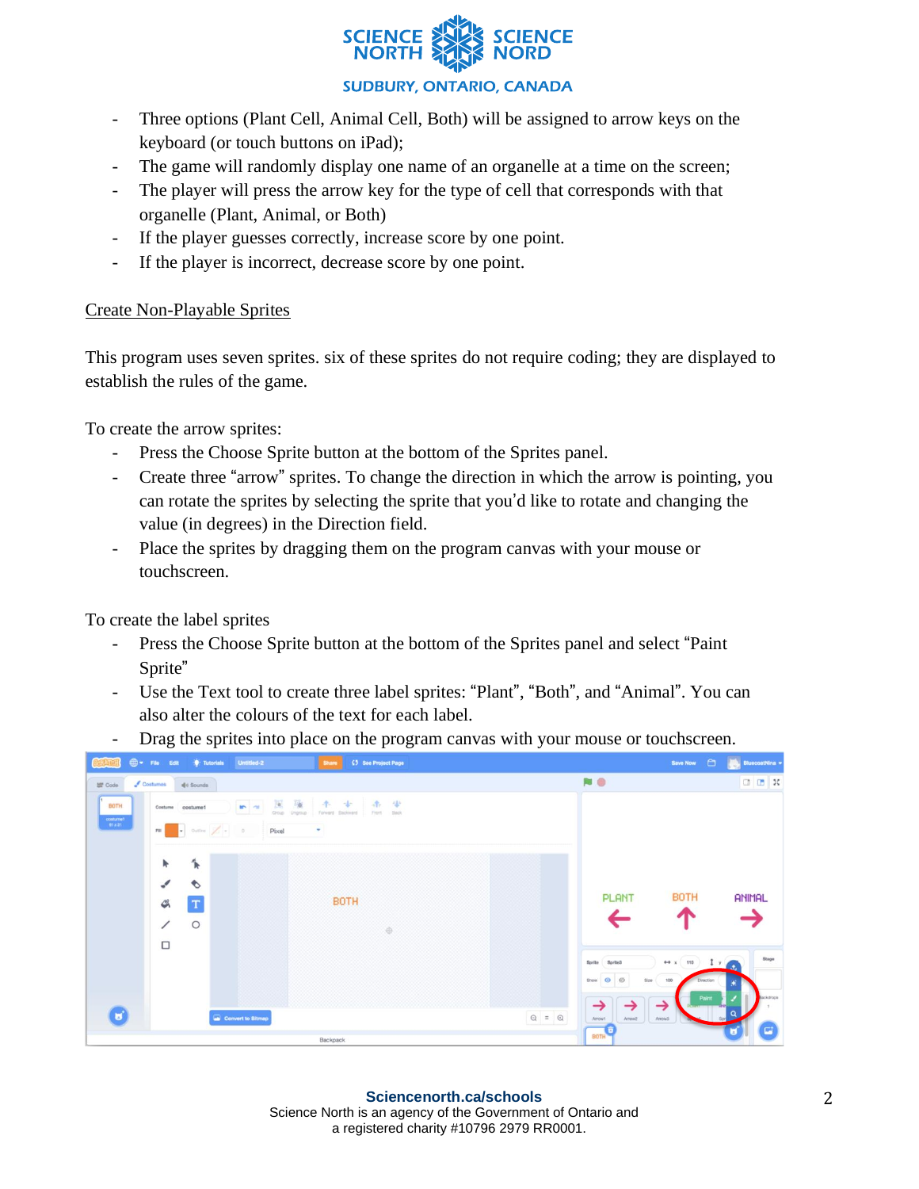- Three options (Plant Cell, Animal Cell, Both) will be assigned to arrow keys on the keyboard (or touch buttons on iPad);
- The game will randomly display one name of an organelle at a time on the screen;
- The player will press the arrow key for the type of cell that corresponds with that organelle (Plant, Animal, or Both)
- If the player guesses correctly, increase score by one point.
- If the player is incorrect, decrease score by one point.

## Create Non-Playable Sprites

This program uses seven sprites. six of these sprites do not require coding; they are displayed to establish the rules of the game.

To create the arrow sprites:

- Press the Choose Sprite button at the bottom of the Sprites panel.
- Create three "arrow" sprites. To change the direction in which the arrow is pointing, you can rotate the sprites by selecting the sprite that you'd like to rotate and changing the value (in degrees) in the Direction field.
- Place the sprites by dragging them on the program canvas with your mouse or touchscreen.

To create the label sprites

- Press the Choose Sprite button at the bottom of the Sprites panel and select "Paint Sprite"
- Use the Text tool to create three label sprites: "Plant", "Both", and "Animal". You can also alter the colours of the text for each label.
- Drag the sprites into place on the program canvas with your mouse or touchscreen.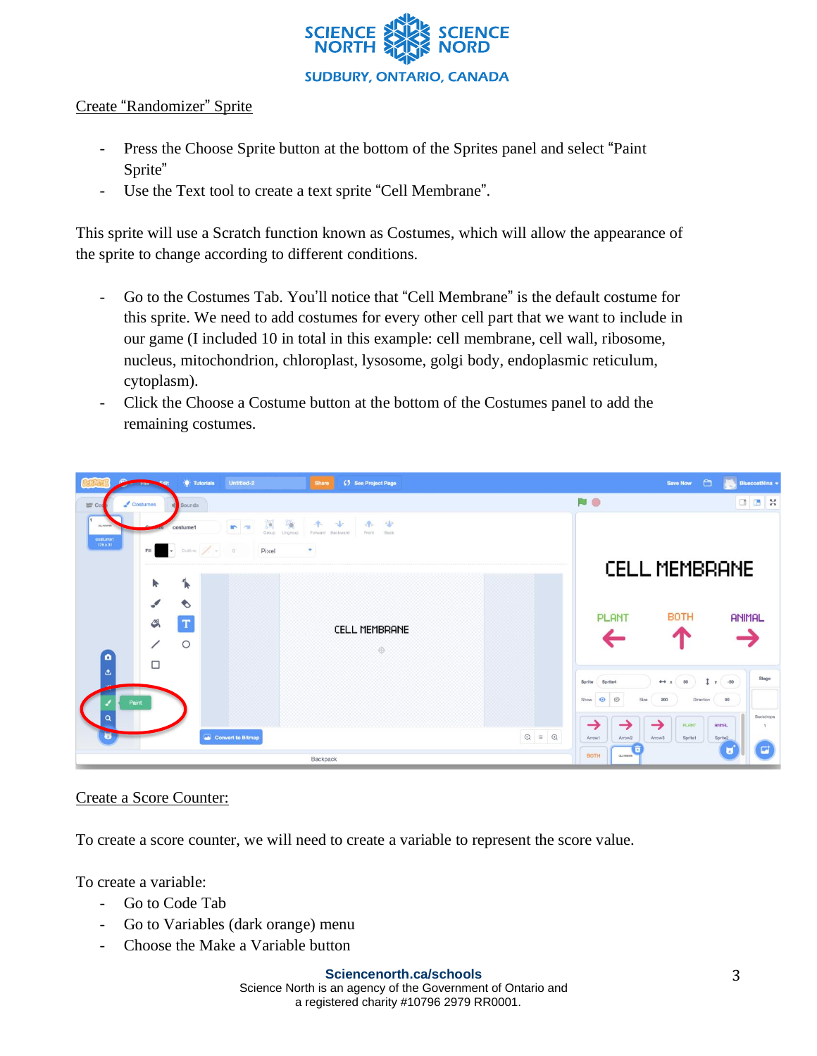## Create "Randomizer" Sprite

- Press the Choose Sprite button at the bottom of the Sprites panel and select "Paint Sprite"
- Use the Text tool to create a text sprite "Cell Membrane".

This sprite will use a Scratch function known as Costumes, which will allow the appearance of the sprite to change according to different conditions.

- Go to the Costumes Tab. You'll notice that "Cell Membrane" is the default costume for this sprite. We need to add costumes for every other cell part that we want to include in our game (I included 10 in total in this example: cell membrane, cell wall, ribosome, nucleus, mitochondrion, chloroplast, lysosome, golgi body, endoplasmic reticulum, cytoplasm).
- Click the Choose a Costume button at the bottom of the Costumes panel to add the remaining costumes.

## Create a Score Counter:

To create a score counter, we will need to create a variable to represent the score value.

To create a variable:

- Go to Code Tab
- Go to Variables (dark orange) menu
- Choose the Make a Variable button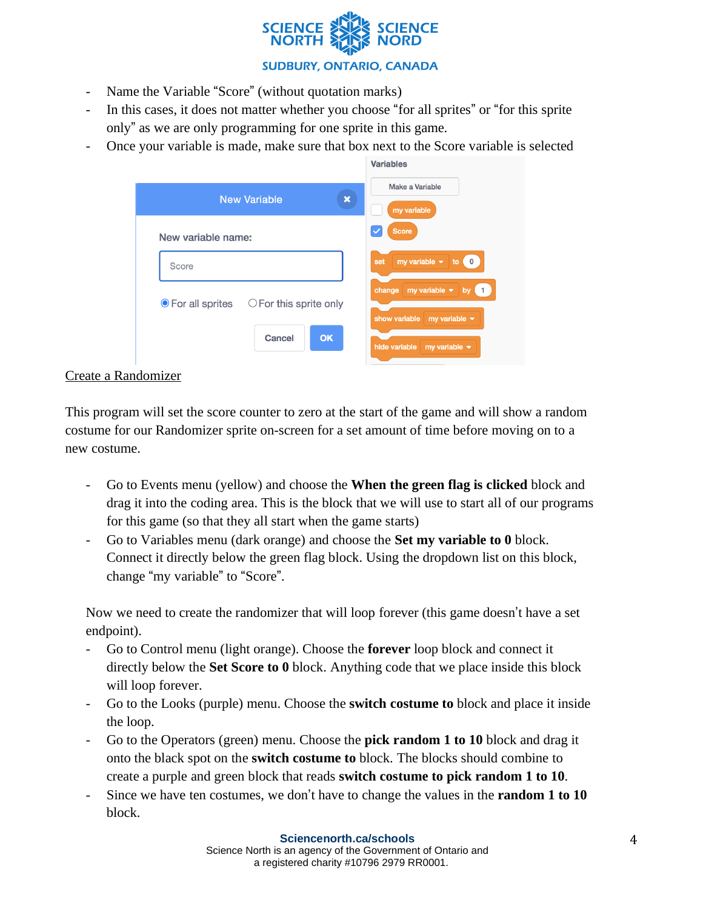- Name the Variable "Score" (without quotation marks)
- In this cases, it does not matter whether you choose "for all sprites" or "for this sprite only" as we are only programming for one sprite in this game.
- Once your variable is made, make sure that box next to the Score variable is selected

Create a Randomizer

This program will set the score counter to zero at the start of the game and will show a random costume for our Randomizer sprite on-screen for a set amount of time before moving on to a new costume.

- Go to Events menu (yellow) and choose the **When the green flag is clicked** block and drag it into the coding area. This is the block that we will use to start all of our programs for this game (so that they all start when the game starts)
- Go to Variables menu (dark orange) and choose the **Set my variable to 0** block. Connect it directly below the green flag block. Using the dropdown list on this block, change "my variable" to "Score".

Now we need to create the randomizer that will loop forever (this game doesn't have a set endpoint).

- Go to Control menu (light orange). Choose the **forever** loop block and connect it directly below the **Set Score to 0** block. Anything code that we place inside this block will loop forever.
- Go to the Looks (purple) menu. Choose the **switch costume to** block and place it inside the loop.
- Go to the Operators (green) menu. Choose the **pick random 1 to 10** block and drag it onto the black spot on the **switch costume to** block. The blocks should combine to create a purple and green block that reads **switch costume to pick random 1 to 10**.
- Since we have ten costumes, we don't have to change the values in the **random 1 to 10** block.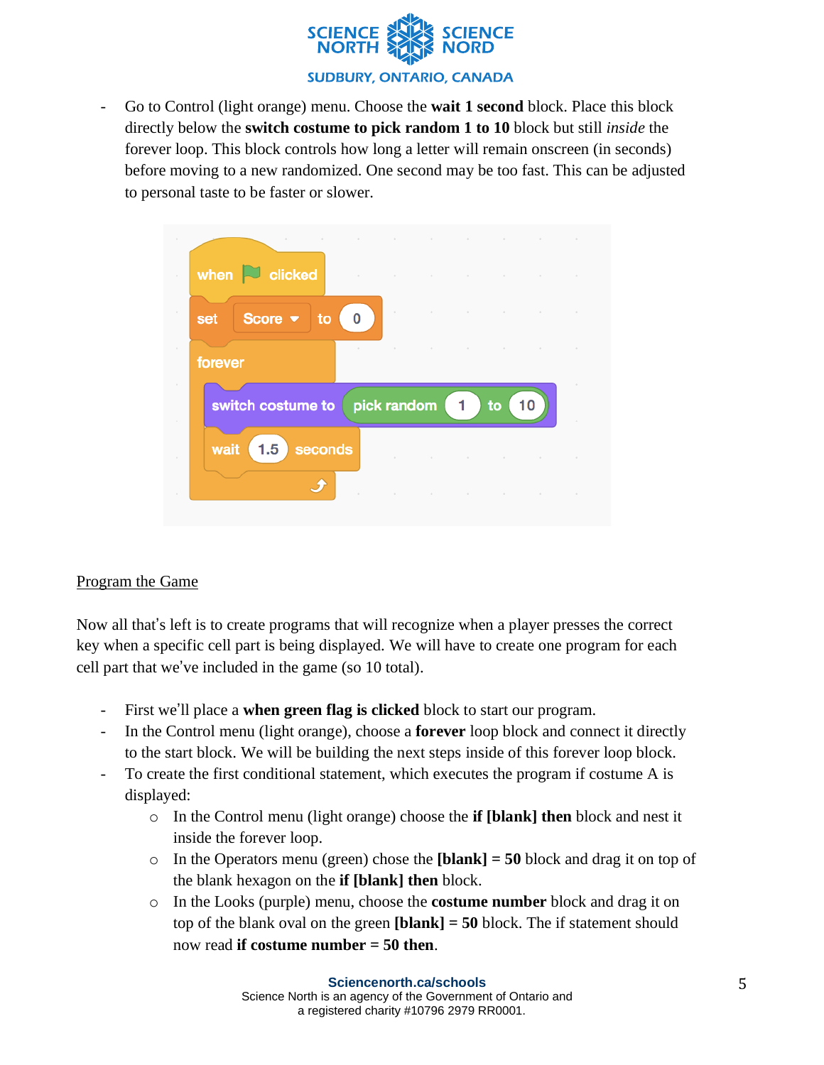- Go to Control (light orange) menu. Choose the **wait 1 second** block. Place this block directly below the **switch costume to pick random 1 to 10** block but still *inside* the forever loop. This block controls how long a letter will remain onscreen (in seconds) before moving to a new randomized. One second may be too fast. This can be adjusted to personal taste to be faster or slower.

<u>Program the Game</u>

Now all that's left is to create programs that will recognize when a player presses the correct key when a specific cell part is being displayed. We will have to create one program for each cell part that we've included in the game (so 10 total).

- First we'll place a **when green flag is clicked** block to start our program.
- In the Control menu (light orange), choose a **forever** loop block and connect it directly to the start block. We will be building the next steps inside of this forever loop block.
- To create the first conditional statement, which executes the program if costume A is displayed:
  - In the Control menu (light orange) choose the **if [blank] then** block and nest it inside the forever loop.
  - In the Operators menu (green) chose the **[blank] = 50** block and drag it on top of the blank hexagon on the **if [blank] then** block.
  - In the Looks (purple) menu, choose the **costume number** block and drag it on top of the blank oval on the green **[blank] = 50** block. The if statement should now read **if costume number = 50 then**.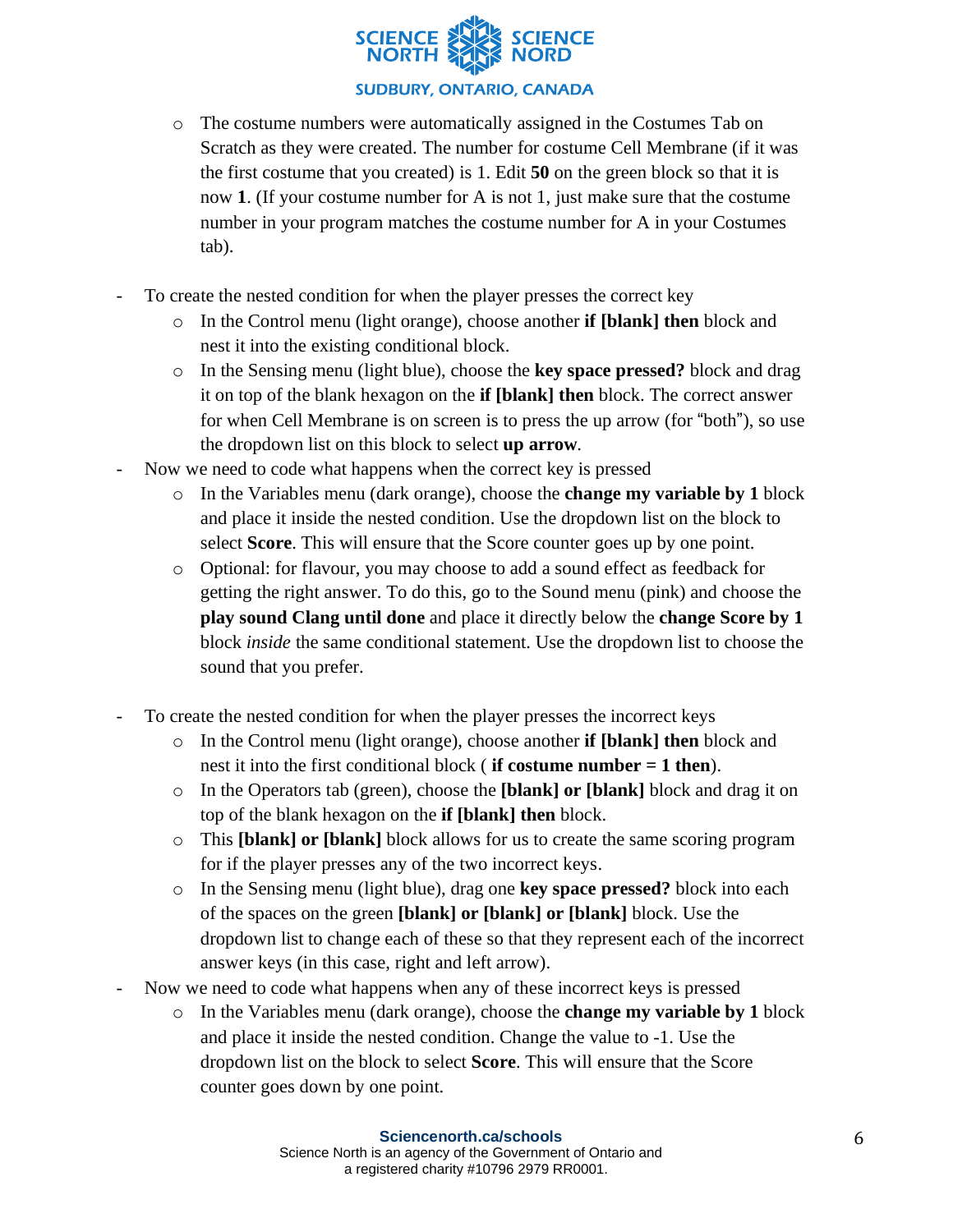- The costume numbers were automatically assigned in the Costumes Tab on Scratch as they were created. The number for costume Cell Membrane (if it was the first costume that you created) is 1. Edit **50** on the green block so that it is now **1**. (If your costume number for A is not 1, just make sure that the costume number in your program matches the costume number for A in your Costumes tab).

- To create the nested condition for when the player presses the correct key
    - In the Control menu (light orange), choose another **if [blank] then** block and nest it into the existing conditional block.
    - In the Sensing menu (light blue), choose the **key space pressed?** block and drag it on top of the blank hexagon on the **if [blank] then** block. The correct answer for when Cell Membrane is on screen is to press the up arrow (for "both"), so use the dropdown list on this block to select **up arrow**.
- Now we need to code what happens when the correct key is pressed
    - In the Variables menu (dark orange), choose the **change my variable by 1** block and place it inside the nested condition. Use the dropdown list on the block to select **Score**. This will ensure that the Score counter goes up by one point.
    - Optional: for flavour, you may choose to add a sound effect as feedback for getting the right answer. To do this, go to the Sound menu (pink) and choose the **play sound Clang until done** and place it directly below the **change Score by 1** block *inside* the same conditional statement. Use the dropdown list to choose the sound that you prefer.

- To create the nested condition for when the player presses the incorrect keys
    - In the Control menu (light orange), choose another **if [blank] then** block and nest it into the first conditional block ( **if costume number = 1 then**).
    - In the Operators tab (green), choose the **[blank] or [blank]** block and drag it on top of the blank hexagon on the **if [blank] then** block.
    - This **[blank] or [blank]** block allows for us to create the same scoring program for if the player presses any of the two incorrect keys.
    - In the Sensing menu (light blue), drag one **key space pressed?** block into each of the spaces on the green **[blank] or [blank] or [blank]** block. Use the dropdown list to change each of these so that they represent each of the incorrect answer keys (in this case, right and left arrow).
- Now we need to code what happens when any of these incorrect keys is pressed
    - In the Variables menu (dark orange), choose the **change my variable by 1** block and place it inside the nested condition. Change the value to -1. Use the dropdown list on the block to select **Score**. This will ensure that the Score counter goes down by one point.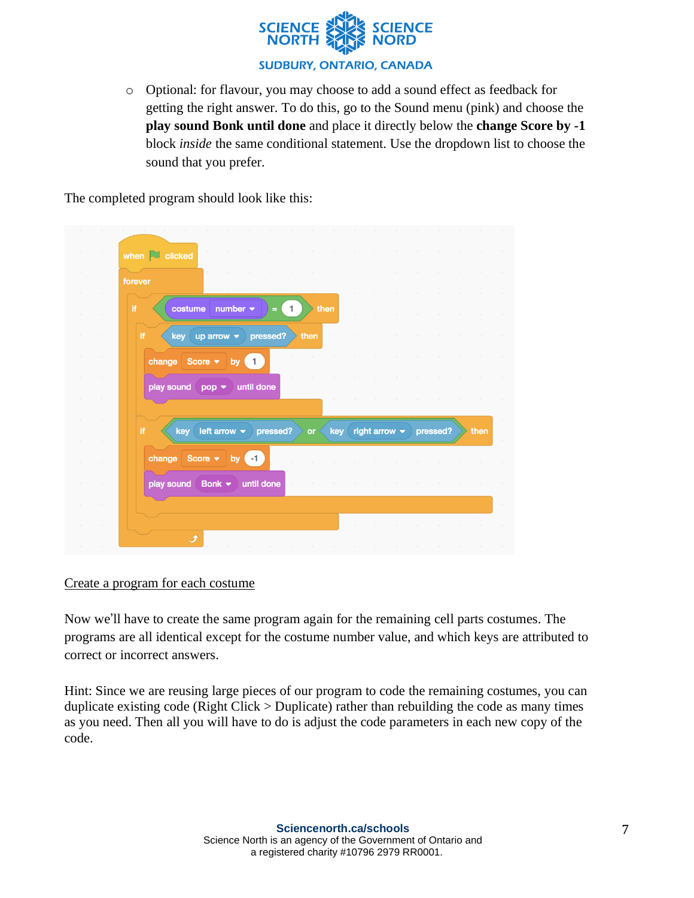- Optional: for flavour, you may choose to add a sound effect as feedback for getting the right answer. To do this, go to the Sound menu (pink) and choose the **play sound Bonk until done** and place it directly below the **change Score by -1** block *inside* the same conditional statement. Use the dropdown list to choose the sound that you prefer.

The completed program should look like this:

```
when [flag] clicked
forever
    if <(costume [number v]) = (1)> then
        if <key [up arrow v] pressed?> then
            change [Score v] by (1)
            play sound [pop v] until done
        end
        if <<key [left arrow v] pressed?> or <key [right arrow v] pressed?>> then
            change [Score v] by (-1)
            play sound [Bonk v] until done
        end
    end
end
```

<u>Create a program for each costume</u>

Now we'll have to create the same program again for the remaining cell parts costumes. The programs are all identical except for the costume number value, and which keys are attributed to correct or incorrect answers.

Hint: Since we are reusing large pieces of our program to code the remaining costumes, you can duplicate existing code (Right Click > Duplicate) rather than rebuilding the code as many times as you need. Then all you will have to do is adjust the code parameters in each new copy of the code.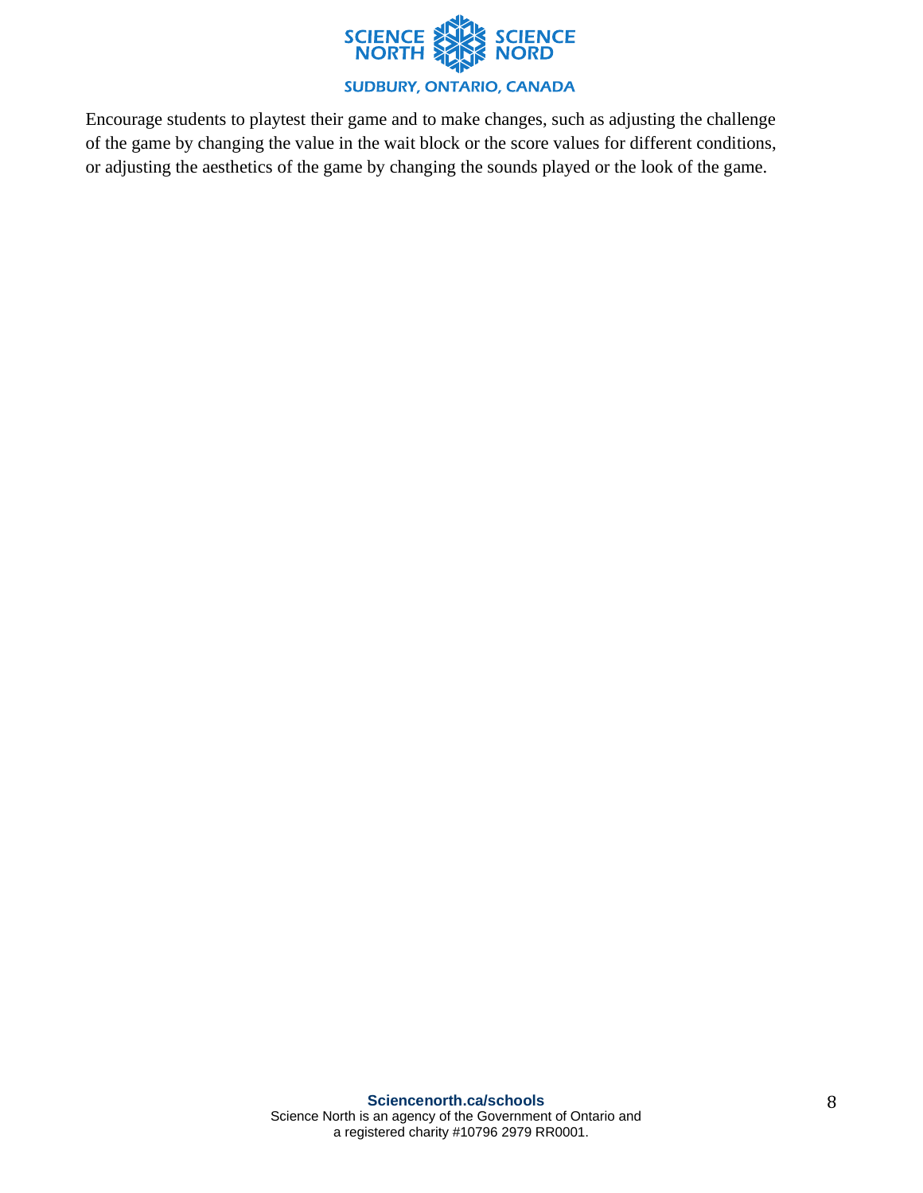Encourage students to playtest their game and to make changes, such as adjusting the challenge of the game by changing the value in the wait block or the score values for different conditions, or adjusting the aesthetics of the game by changing the sounds played or the look of the game.